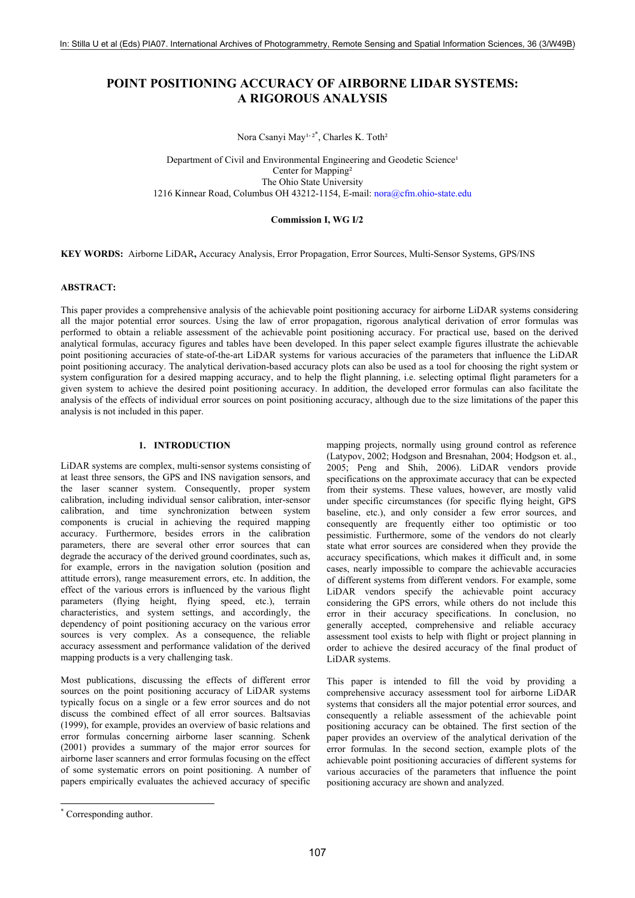# POINT POSITIONING ACCURACY OF AIRBORNE LIDAR SYSTEMS: A RIGOROUS ANALYSIS

Nora Csanyi May[1, 2*], Charles K. Toth[2]

Department of Civil and Environmental Engineering and Geodetic Science[1]
Center for Mapping[2]
The Ohio State University
1216 Kinnear Road, Columbus OH 43212-1154, E-mail: nora@cfm.ohio-state.edu

**Commission I, WG I/2**

**KEY WORDS:** Airborne LiDAR**,** Accuracy Analysis, Error Propagation, Error Sources, Multi-Sensor Systems, GPS/INS

## ABSTRACT:

This paper provides a comprehensive analysis of the achievable point positioning accuracy for airborne LiDAR systems considering all the major potential error sources. Using the law of error propagation, rigorous analytical derivation of error formulas was performed to obtain a reliable assessment of the achievable point positioning accuracy. For practical use, based on the derived analytical formulas, accuracy figures and tables have been developed. In this paper select example figures illustrate the achievable point positioning accuracies of state-of-the-art LiDAR systems for various accuracies of the parameters that influence the LiDAR point positioning accuracy. The analytical derivation-based accuracy plots can also be used as a tool for choosing the right system or system configuration for a desired mapping accuracy, and to help the flight planning, i.e. selecting optimal flight parameters for a given system to achieve the desired point positioning accuracy. In addition, the developed error formulas can also facilitate the analysis of the effects of individual error sources on point positioning accuracy, although due to the size limitations of the paper this analysis is not included in this paper.

## 1. INTRODUCTION

LiDAR systems are complex, multi-sensor systems consisting of at least three sensors, the GPS and INS navigation sensors, and the laser scanner system. Consequently, proper system calibration, including individual sensor calibration, inter-sensor calibration, and time synchronization between system components is crucial in achieving the required mapping accuracy. Furthermore, besides errors in the calibration parameters, there are several other error sources that can degrade the accuracy of the derived ground coordinates, such as, for example, errors in the navigation solution (position and attitude errors), range measurement errors, etc. In addition, the effect of the various errors is influenced by the various flight parameters (flying height, flying speed, etc.), terrain characteristics, and system settings, and accordingly, the dependency of point positioning accuracy on the various error sources is very complex. As a consequence, the reliable accuracy assessment and performance validation of the derived mapping products is a very challenging task.

Most publications, discussing the effects of different error sources on the point positioning accuracy of LiDAR systems typically focus on a single or a few error sources and do not discuss the combined effect of all error sources. Baltsavias (1999), for example, provides an overview of basic relations and error formulas concerning airborne laser scanning. Schenk (2001) provides a summary of the major error sources for airborne laser scanners and error formulas focusing on the effect of some systematic errors on point positioning. A number of papers empirically evaluates the achieved accuracy of specific mapping projects, normally using ground control as reference (Latypov, 2002; Hodgson and Bresnahan, 2004; Hodgson et. al., 2005; Peng and Shih, 2006). LiDAR vendors provide specifications on the approximate accuracy that can be expected from their systems. These values, however, are mostly valid under specific circumstances (for specific flying height, GPS baseline, etc.), and only consider a few error sources, and consequently are frequently either too optimistic or too pessimistic. Furthermore, some of the vendors do not clearly state what error sources are considered when they provide the accuracy specifications, which makes it difficult and, in some cases, nearly impossible to compare the achievable accuracies of different systems from different vendors. For example, some LiDAR vendors specify the achievable point accuracy considering the GPS errors, while others do not include this error in their accuracy specifications. In conclusion, no generally accepted, comprehensive and reliable accuracy assessment tool exists to help with flight or project planning in order to achieve the desired accuracy of the final product of LiDAR systems.

This paper is intended to fill the void by providing a comprehensive accuracy assessment tool for airborne LiDAR systems that considers all the major potential error sources, and consequently a reliable assessment of the achievable point positioning accuracy can be obtained. The first section of the paper provides an overview of the analytical derivation of the error formulas. In the second section, example plots of the achievable point positioning accuracies of different systems for various accuracies of the parameters that influence the point positioning accuracy are shown and analyzed.

[*] Corresponding author.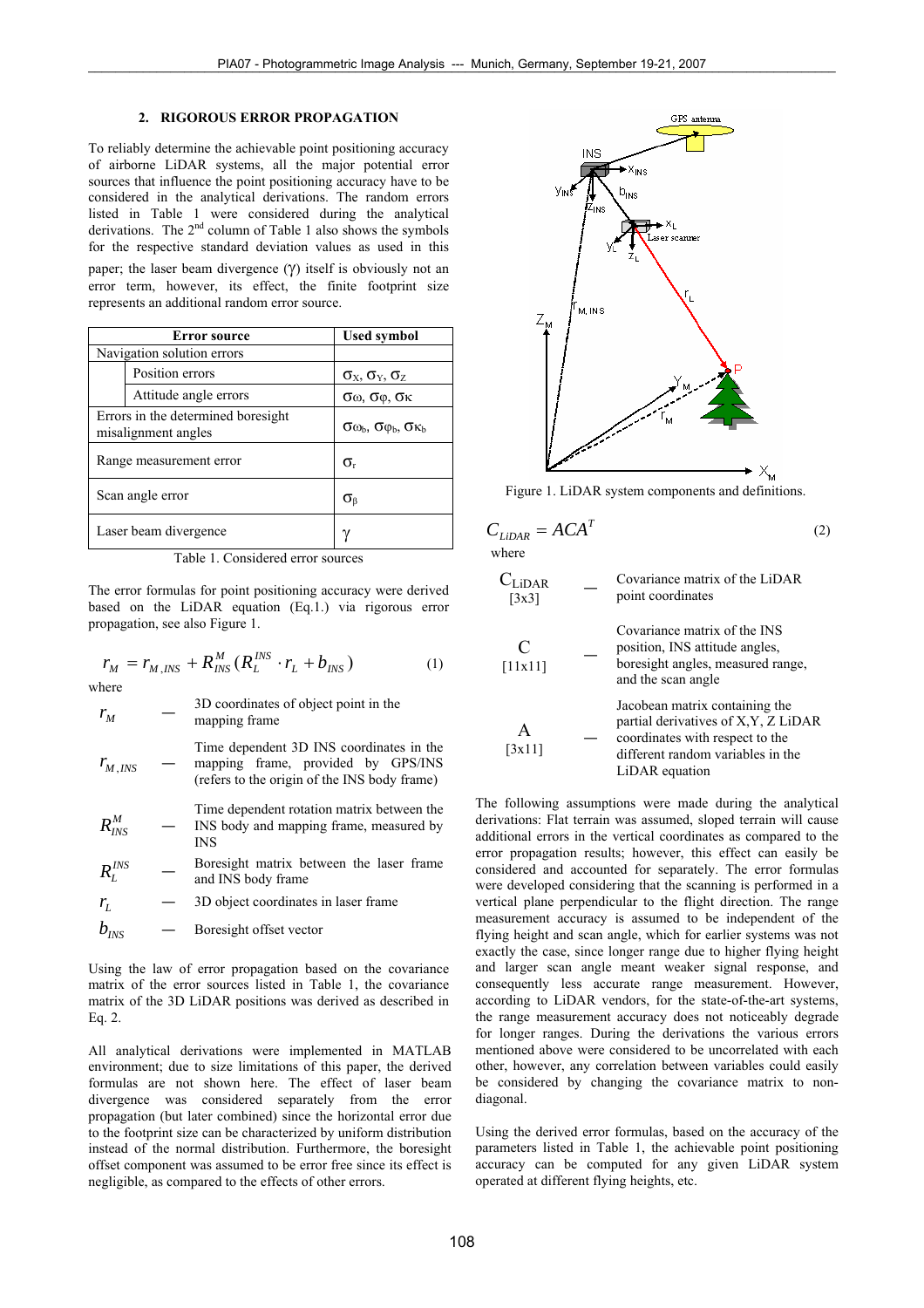## 2. RIGOROUS ERROR PROPAGATION

To reliably determine the achievable point positioning accuracy of airborne LiDAR systems, all the major potential error sources that influence the point positioning accuracy have to be considered in the analytical derivations. The random errors listed in Table 1 were considered during the analytical derivations. The 2nd column of Table 1 also shows the symbols for the respective standard deviation values as used in this paper; the laser beam divergence ($\gamma$) itself is obviously not an error term, however, its effect, the finite footprint size represents an additional random error source.

| Error source | | Used symbol |
|---|---|---|
| Navigation solution errors | | |
| | Position errors | $\sigma_X, \sigma_Y, \sigma_Z$ |
| | Attitude angle errors | $\sigma\omega, \sigma\varphi, \sigma\kappa$ |
| Errors in the determined boresight misalignment angles | | $\sigma\omega_b, \sigma\varphi_b, \sigma\kappa_b$ |
| Range measurement error | | $\sigma_r$ |
| Scan angle error | | $\sigma_\beta$ |
| Laser beam divergence | | $\gamma$ |

Table 1. Considered error sources

The error formulas for point positioning accuracy were derived based on the LiDAR equation (Eq.1.) via rigorous error propagation, see also Figure 1.

$$r_M = r_{M,INS} + R_{INS}^{M}(R_L^{INS} \cdot r_L + b_{INS}) \tag{1}$$

where

| | | |
|---|---|---|
| $r_M$ | — | 3D coordinates of object point in the mapping frame |
| $r_{M,INS}$ | — | Time dependent 3D INS coordinates in the mapping frame, provided by GPS/INS (refers to the origin of the INS body frame) |
| $R_{INS}^{M}$ | — | Time dependent rotation matrix between the INS body and mapping frame, measured by INS |
| $R_L^{INS}$ | — | Boresight matrix between the laser frame and INS body frame |
| $r_L$ | — | 3D object coordinates in laser frame |
| $b_{INS}$ | — | Boresight offset vector |

Using the law of error propagation based on the covariance matrix of the error sources listed in Table 1, the covariance matrix of the 3D LiDAR positions was derived as described in Eq. 2.

All analytical derivations were implemented in MATLAB environment; due to size limitations of this paper, the derived formulas are not shown here. The effect of laser beam divergence was considered separately from the error propagation (but later combined) since the horizontal error due to the footprint size can be characterized by uniform distribution instead of the normal distribution. Furthermore, the boresight offset component was assumed to be error free since its effect is negligible, as compared to the effects of other errors.

Figure 1. LiDAR system components and definitions.

$$C_{LiDAR} = ACA^T \tag{2}$$

where

| | | |
|---|---|---|
| $C_{LiDAR}$ [3x3] | — | Covariance matrix of the LiDAR point coordinates |
| $C$ [11x11] | — | Covariance matrix of the INS position, INS attitude angles, boresight angles, measured range, and the scan angle |
| $A$ [3x11] | — | Jacobean matrix containing the partial derivatives of X,Y, Z LiDAR coordinates with respect to the different random variables in the LiDAR equation |

The following assumptions were made during the analytical derivations: Flat terrain was assumed, sloped terrain will cause additional errors in the vertical coordinates as compared to the error propagation results; however, this effect can easily be considered and accounted for separately. The error formulas were developed considering that the scanning is performed in a vertical plane perpendicular to the flight direction. The range measurement accuracy is assumed to be independent of the flying height and scan angle, which for earlier systems was not exactly the case, since longer range due to higher flying height and larger scan angle meant weaker signal response, and consequently less accurate range measurement. However, according to LiDAR vendors, for the state-of-the-art systems, the range measurement accuracy does not noticeably degrade for longer ranges. During the derivations the various errors mentioned above were considered to be uncorrelated with each other, however, any correlation between variables could easily be considered by changing the covariance matrix to non-diagonal.

Using the derived error formulas, based on the accuracy of the parameters listed in Table 1, the achievable point positioning accuracy can be computed for any given LiDAR system operated at different flying heights, etc.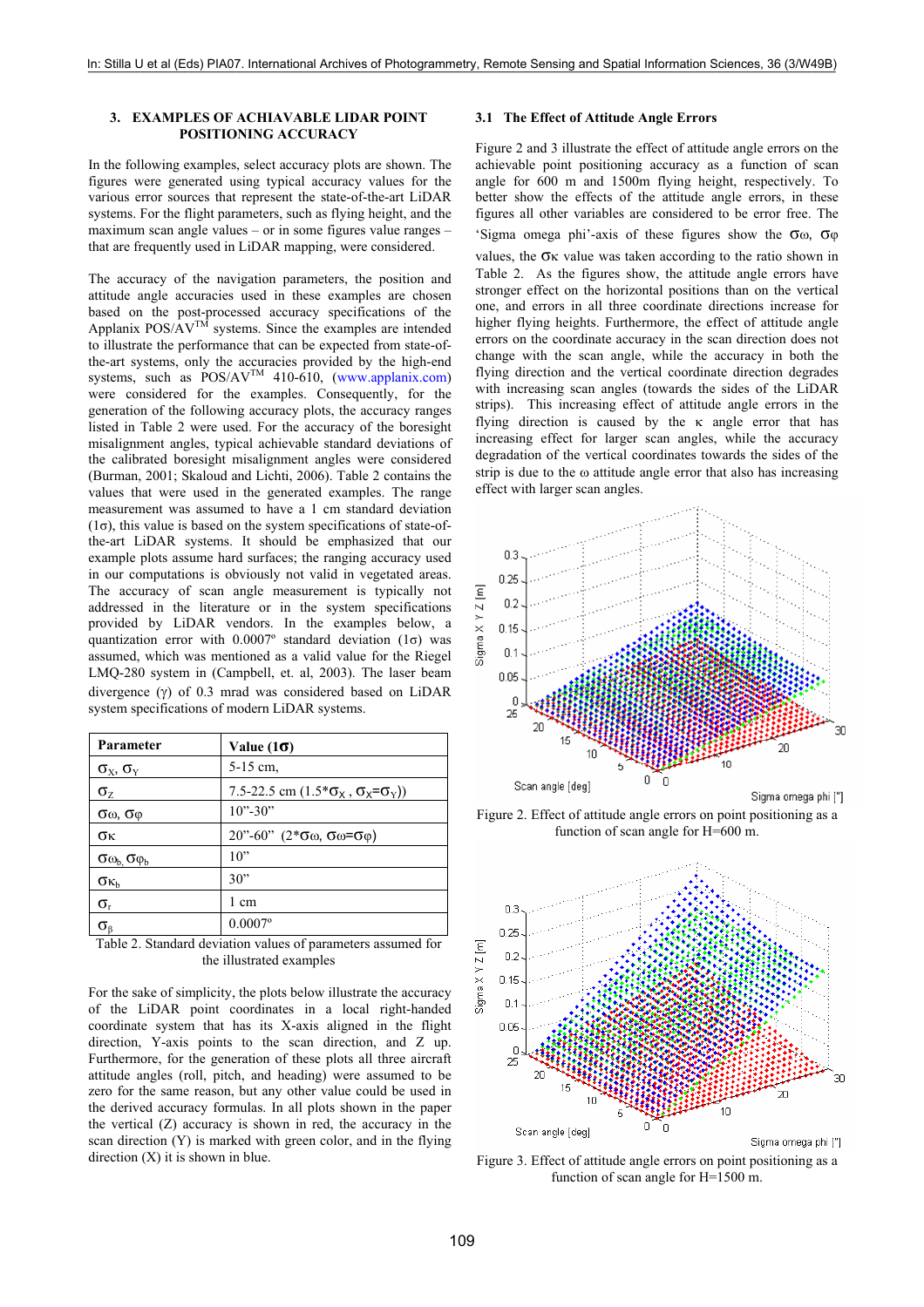## 3. EXAMPLES OF ACHIAVABLE LIDAR POINT POSITIONING ACCURACY

In the following examples, select accuracy plots are shown. The figures were generated using typical accuracy values for the various error sources that represent the state-of-the-art LiDAR systems. For the flight parameters, such as flying height, and the maximum scan angle values – or in some figures value ranges – that are frequently used in LiDAR mapping, were considered.

The accuracy of the navigation parameters, the position and attitude angle accuracies used in these examples are chosen based on the post-processed accuracy specifications of the Applanix POS/AV™ systems. Since the examples are intended to illustrate the performance that can be expected from state-of-the-art systems, only the accuracies provided by the high-end systems, such as POS/AV™ 410-610, (www.applanix.com) were considered for the examples. Consequently, for the generation of the following accuracy plots, the accuracy ranges listed in Table 2 were used. For the accuracy of the boresight misalignment angles, typical achievable standard deviations of the calibrated boresight misalignment angles were considered (Burman, 2001; Skaloud and Lichti, 2006). Table 2 contains the values that were used in the generated examples. The range measurement was assumed to have a 1 cm standard deviation (1σ), this value is based on the system specifications of state-of-the-art LiDAR systems. It should be emphasized that our example plots assume hard surfaces; the ranging accuracy used in our computations is obviously not valid in vegetated areas. The accuracy of scan angle measurement is typically not addressed in the literature or in the system specifications provided by LiDAR vendors. In the examples below, a quantization error with 0.0007º standard deviation (1σ) was assumed, which was mentioned as a valid value for the Riegel LMQ-280 system in (Campbell, et. al, 2003). The laser beam divergence (γ) of 0.3 mrad was considered based on LiDAR system specifications of modern LiDAR systems.

| Parameter | Value (1σ) |
|---|---|
| $\sigma_X$, $\sigma_Y$ | 5-15 cm, |
| $\sigma_Z$ | 7.5-22.5 cm (1.5*$\sigma_X$ , $\sigma_X$=$\sigma_Y$)) |
| $\sigma\omega$, $\sigma\varphi$ | 10”-30” |
| $\sigma\kappa$ | 20”-60” (2*$\sigma\omega$, $\sigma\omega$=$\sigma\varphi$) |
| $\sigma\omega_b$, $\sigma\varphi_b$ | 10” |
| $\sigma\kappa_b$ | 30” |
| $\sigma_r$ | 1 cm |
| $\sigma_\beta$ | 0.0007º |

Table 2. Standard deviation values of parameters assumed for the illustrated examples

For the sake of simplicity, the plots below illustrate the accuracy of the LiDAR point coordinates in a local right-handed coordinate system that has its X-axis aligned in the flight direction, Y-axis points to the scan direction, and Z up. Furthermore, for the generation of these plots all three aircraft attitude angles (roll, pitch, and heading) were assumed to be zero for the same reason, but any other value could be used in the derived accuracy formulas. In all plots shown in the paper the vertical (Z) accuracy is shown in red, the accuracy in the scan direction (Y) is marked with green color, and in the flying direction (X) it is shown in blue.

### 3.1 The Effect of Attitude Angle Errors

Figure 2 and 3 illustrate the effect of attitude angle errors on the achievable point positioning accuracy as a function of scan angle for 600 m and 1500m flying height, respectively. To better show the effects of the attitude angle errors, in these figures all other variables are considered to be error free. The 'Sigma omega phi'-axis of these figures show the $\sigma\omega$, $\sigma\varphi$ values, the $\sigma\kappa$ value was taken according to the ratio shown in Table 2. As the figures show, the attitude angle errors have stronger effect on the horizontal positions than on the vertical one, and errors in all three coordinate directions increase for higher flying heights. Furthermore, the effect of attitude angle errors on the coordinate accuracy in the scan direction does not change with the scan angle, while the accuracy in both the flying direction and the vertical coordinate direction degrades with increasing scan angles (towards the sides of the LiDAR strips). This increasing effect of attitude angle errors in the flying direction is caused by the κ angle error that has increasing effect for larger scan angles, while the accuracy degradation of the vertical coordinates towards the sides of the strip is due to the ω attitude angle error that also has increasing effect with larger scan angles.

Figure 2. Effect of attitude angle errors on point positioning as a function of scan angle for H=600 m.

Figure 3. Effect of attitude angle errors on point positioning as a function of scan angle for H=1500 m.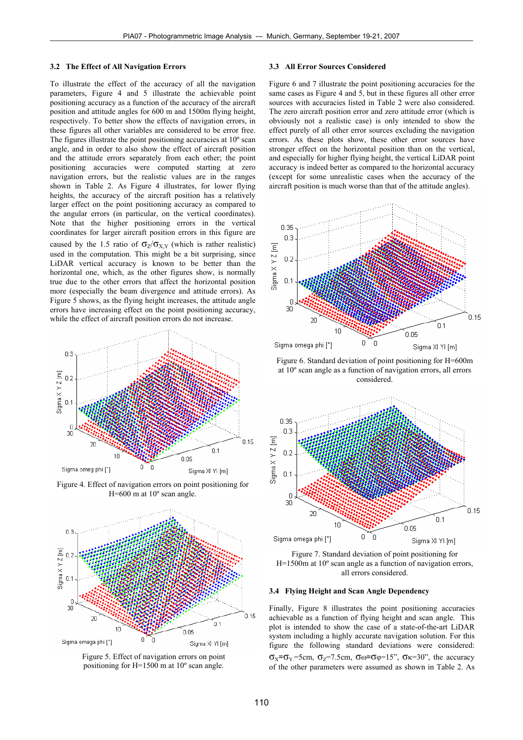### 3.2 The Effect of All Navigation Errors

To illustrate the effect of the accuracy of all the navigation parameters, Figure 4 and 5 illustrate the achievable point positioning accuracy as a function of the accuracy of the aircraft position and attitude angles for 600 m and 1500m flying height, respectively. To better show the effects of navigation errors, in these figures all other variables are considered to be error free. The figures illustrate the point positioning accuracies at 10º scan angle, and in order to also show the effect of aircraft position and the attitude errors separately from each other; the point positioning accuracies were computed starting at zero navigation errors, but the realistic values are in the ranges shown in Table 2. As Figure 4 illustrates, for lower flying heights, the accuracy of the aircraft position has a relatively larger effect on the point positioning accuracy as compared to the angular errors (in particular, on the vertical coordinates). Note that the higher positioning errors in the vertical coordinates for larger aircraft position errors in this figure are caused by the 1.5 ratio of $\sigma_Z/\sigma_{X,Y}$ (which is rather realistic) used in the computation. This might be a bit surprising, since LiDAR vertical accuracy is known to be better than the horizontal one, which, as the other figures show, is normally true due to the other errors that affect the horizontal position more (especially the beam divergence and attitude errors). As Figure 5 shows, as the flying height increases, the attitude angle errors have increasing effect on the point positioning accuracy, while the effect of aircraft position errors do not increase.

Figure 4. Effect of navigation errors on point positioning for H=600 m at 10º scan angle.

Figure 5. Effect of navigation errors on point positioning for H=1500 m at 10º scan angle.

### 3.3 All Error Sources Considered

Figure 6 and 7 illustrate the point positioning accuracies for the same cases as Figure 4 and 5, but in these figures all other error sources with accuracies listed in Table 2 were also considered. The zero aircraft position error and zero attitude error (which is obviously not a realistic case) is only intended to show the effect purely of all other error sources excluding the navigation errors. As these plots show, these other error sources have stronger effect on the horizontal position than on the vertical, and especially for higher flying height, the vertical LiDAR point accuracy is indeed better as compared to the horizontal accuracy (except for some unrealistic cases when the accuracy of the aircraft position is much worse than that of the attitude angles).

Figure 6. Standard deviation of point positioning for H=600m at 10º scan angle as a function of navigation errors, all errors considered.

Figure 7. Standard deviation of point positioning for H=1500m at 10º scan angle as a function of navigation errors, all errors considered.

### 3.4 Flying Height and Scan Angle Dependency

Finally, Figure 8 illustrates the point positioning accuracies achievable as a function of flying height and scan angle. This plot is intended to show the case of a state-of-the-art LiDAR system including a highly accurate navigation solution. For this figure the following standard deviations were considered: $\sigma_X=\sigma_Y=5$cm, $\sigma_Z=7.5$cm, $\sigma\omega=\sigma\varphi=15$", $\sigma\kappa=30$", the accuracy of the other parameters were assumed as shown in Table 2. As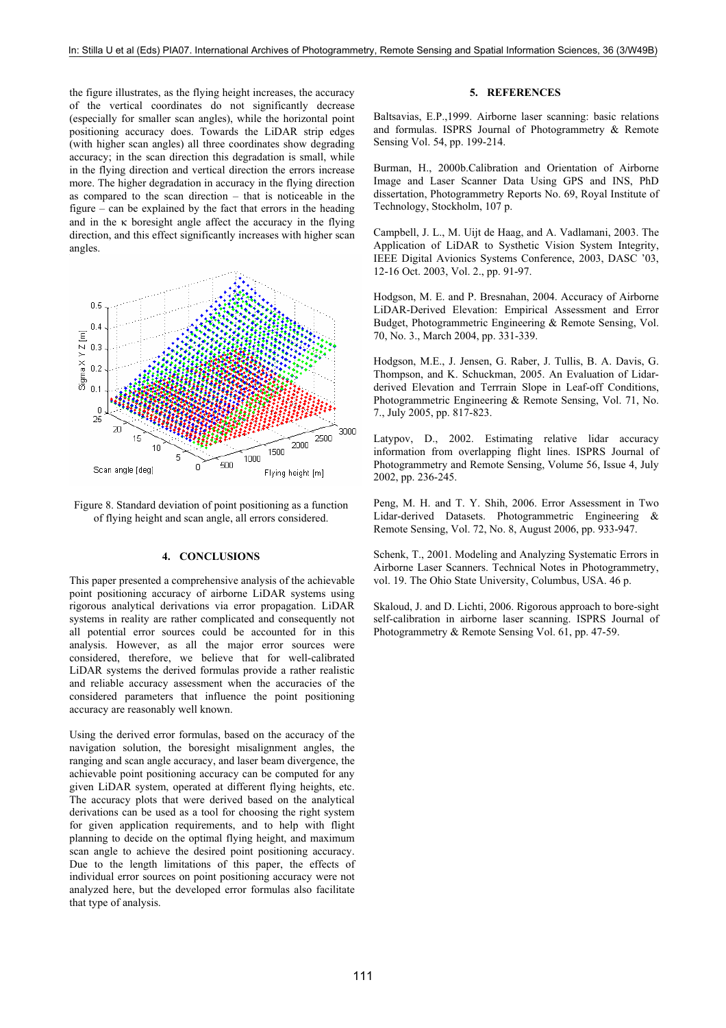the figure illustrates, as the flying height increases, the accuracy of the vertical coordinates do not significantly decrease (especially for smaller scan angles), while the horizontal point positioning accuracy does. Towards the LiDAR strip edges (with higher scan angles) all three coordinates show degrading accuracy; in the scan direction this degradation is small, while in the flying direction and vertical direction the errors increase more. The higher degradation in accuracy in the flying direction as compared to the scan direction – that is noticeable in the figure – can be explained by the fact that errors in the heading and in the κ boresight angle affect the accuracy in the flying direction, and this effect significantly increases with higher scan angles.

Sigma X Y Z [m]
0.5
0.4
0.3
0.2
0.1
0
25
20
15
10
5
0
Scan angle [deg]
500
1000
1500
2000
2500
3000
Flying height [m]

Figure 8. Standard deviation of point positioning as a function of flying height and scan angle, all errors considered.

## 4. CONCLUSIONS

This paper presented a comprehensive analysis of the achievable point positioning accuracy of airborne LiDAR systems using rigorous analytical derivations via error propagation. LiDAR systems in reality are rather complicated and consequently not all potential error sources could be accounted for in this analysis. However, as all the major error sources were considered, therefore, we believe that for well-calibrated LiDAR systems the derived formulas provide a rather realistic and reliable accuracy assessment when the accuracies of the considered parameters that influence the point positioning accuracy are reasonably well known.

Using the derived error formulas, based on the accuracy of the navigation solution, the boresight misalignment angles, the ranging and scan angle accuracy, and laser beam divergence, the achievable point positioning accuracy can be computed for any given LiDAR system, operated at different flying heights, etc. The accuracy plots that were derived based on the analytical derivations can be used as a tool for choosing the right system for given application requirements, and to help with flight planning to decide on the optimal flying height, and maximum scan angle to achieve the desired point positioning accuracy. Due to the length limitations of this paper, the effects of individual error sources on point positioning accuracy were not analyzed here, but the developed error formulas also facilitate that type of analysis.

## 5. REFERENCES

Baltsavias, E.P.,1999. Airborne laser scanning: basic relations and formulas. ISPRS Journal of Photogrammetry & Remote Sensing Vol. 54, pp. 199-214.

Burman, H., 2000b.Calibration and Orientation of Airborne Image and Laser Scanner Data Using GPS and INS, PhD dissertation, Photogrammetry Reports No. 69, Royal Institute of Technology, Stockholm, 107 p.

Campbell, J. L., M. Uijt de Haag, and A. Vadlamani, 2003. The Application of LiDAR to Systhetic Vision System Integrity, IEEE Digital Avionics Systems Conference, 2003, DASC '03, 12-16 Oct. 2003, Vol. 2., pp. 91-97.

Hodgson, M. E. and P. Bresnahan, 2004. Accuracy of Airborne LiDAR-Derived Elevation: Empirical Assessment and Error Budget, Photogrammetric Engineering & Remote Sensing, Vol. 70, No. 3., March 2004, pp. 331-339.

Hodgson, M.E., J. Jensen, G. Raber, J. Tullis, B. A. Davis, G. Thompson, and K. Schuckman, 2005. An Evaluation of Lidar-derived Elevation and Terrrain Slope in Leaf-off Conditions, Photogrammetric Engineering & Remote Sensing, Vol. 71, No. 7., July 2005, pp. 817-823.

Latypov, D., 2002. Estimating relative lidar accuracy information from overlapping flight lines. ISPRS Journal of Photogrammetry and Remote Sensing, Volume 56, Issue 4, July 2002, pp. 236-245.

Peng, M. H. and T. Y. Shih, 2006. Error Assessment in Two Lidar-derived Datasets. Photogrammetric Engineering & Remote Sensing, Vol. 72, No. 8, August 2006, pp. 933-947.

Schenk, T., 2001. Modeling and Analyzing Systematic Errors in Airborne Laser Scanners. Technical Notes in Photogrammetry, vol. 19. The Ohio State University, Columbus, USA. 46 p.

Skaloud, J. and D. Lichti, 2006. Rigorous approach to bore-sight self-calibration in airborne laser scanning. ISPRS Journal of Photogrammetry & Remote Sensing Vol. 61, pp. 47-59.